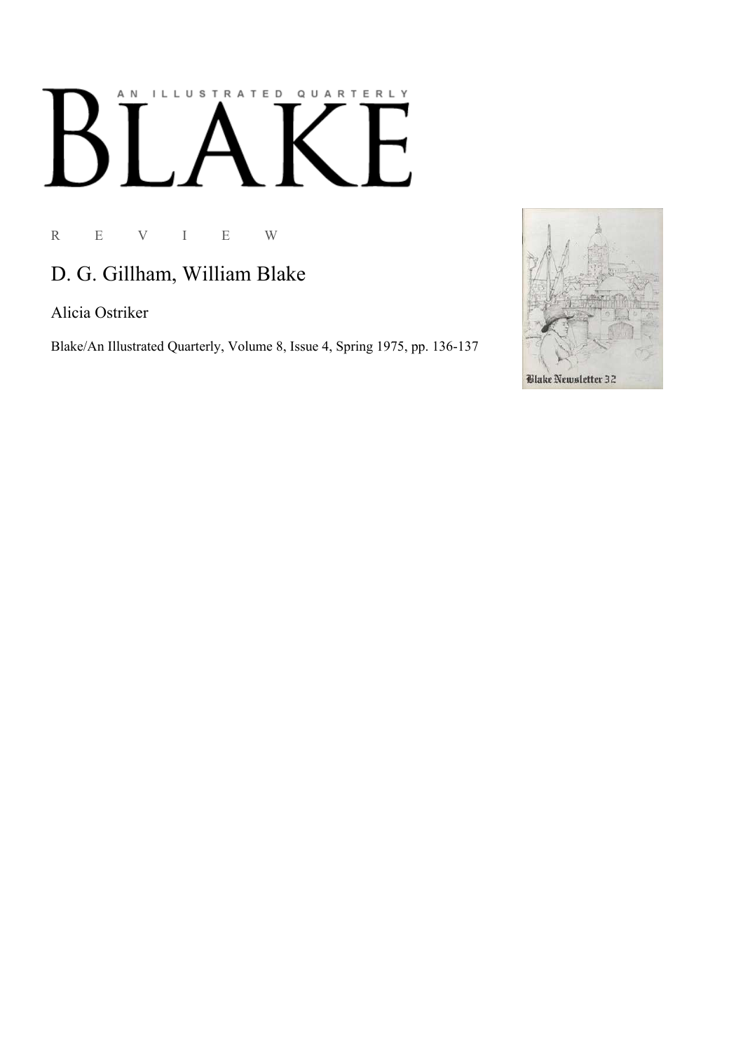# BLAKE

AN ILLUSTRATED QUARTERLY

R E V I E W

## D. G. Gillham, William Blake

Alicia Ostriker

Blake/An Illustrated Quarterly, Volume 8, Issue 4, Spring 1975, pp. 136-137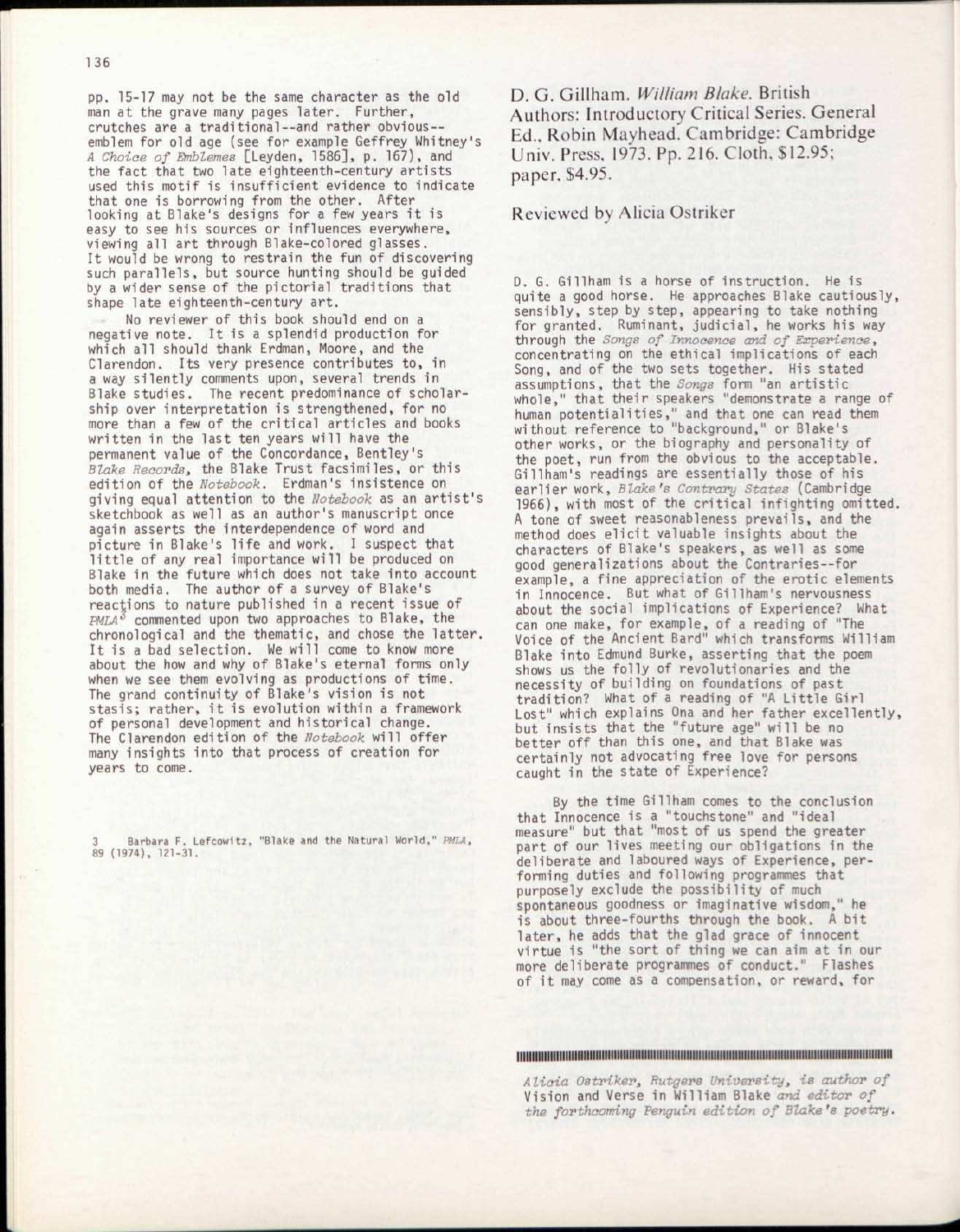pp. 15-17 may not be the same character as the old man at the grave many pages later. Further, crutches are a traditional--and rather obvious--emblem for old age (see for example Geffrey Whitney's *A Choice of Emblemes* [Leyden, 1586], p. 167), and the fact that two late eighteenth-century artists used this motif is insufficient evidence to indicate that one is borrowing from the other. After looking at Blake's designs for a few years it is easy to see his sources or influences everywhere, viewing all art through Blake-colored glasses. It would be wrong to restrain the fun of discovering such parallels, but source hunting should be guided by a wider sense of the pictorial traditions that shape late eighteenth-century art.

No reviewer of this book should end on a negative note. It is a splendid production for which all should thank Erdman, Moore, and the Clarendon. Its very presence contributes to, in a way silently comments upon, several trends in Blake studies. The recent predominance of scholarship over interpretation is strengthened, for no more than a few of the critical articles and books written in the last ten years will have the permanent value of the Concordance, Bentley's *Blake Records*, the Blake Trust facsimiles, or this edition of the *Notebook*. Erdman's insistence on giving equal attention to the *Notebook* as an artist's sketchbook as well as an author's manuscript once again asserts the interdependence of word and picture in Blake's life and work. I suspect that little of any real importance will be produced on Blake in the future which does not take into account both media. The author of a survey of Blake's reactions to nature published in a recent issue of *PMLA*[3] commented upon two approaches to Blake, the chronological and the thematic, and chose the latter. It is a bad selection. We will come to know more about the how and why of Blake's eternal forms only when we see them evolving as productions of time. The grand continuity of Blake's vision is not stasis; rather, it is evolution within a framework of personal development and historical change. The Clarendon edition of the *Notebook* will offer many insights into that process of creation for years to come.

3 Barbara F. Lefcowitz, "Blake and the Natural World," *PMLA*, 89 (1974), 121-31.

## D. G. Gillham. *William Blake*. British Authors: Introductory Critical Series. General Ed., Robin Mayhead. Cambridge: Cambridge Univ. Press. 1973. Pp. 216. Cloth, $12.95; paper, $4.95.

### Reviewed by Alicia Ostriker

D. G. Gillham is a horse of instruction. He is quite a good horse. He approaches Blake cautiously, sensibly, step by step, appearing to take nothing for granted. Ruminant, judicial, he works his way through the *Songs of Innocence and of Experience*, concentrating on the ethical implications of each Song, and of the two sets together. His stated assumptions, that the *Songs* form "an artistic whole," that their speakers "demonstrate a range of human potentialities," and that one can read them without reference to "background," or Blake's other works, or the biography and personality of the poet, run from the obvious to the acceptable. Gillham's readings are essentially those of his earlier work, *Blake's Contrary States* (Cambridge 1966), with most of the critical infighting omitted. A tone of sweet reasonableness prevails, and the method does elicit valuable insights about the characters of Blake's speakers, as well as some good generalizations about the Contraries--for example, a fine appreciation of the erotic elements in Innocence. But what of Gillham's nervousness about the social implications of Experience? What can one make, for example, of a reading of "The Voice of the Ancient Bard" which transforms William Blake into Edmund Burke, asserting that the poem shows us the folly of revolutionaries and the necessity of building on foundations of past tradition? What of a reading of "A Little Girl Lost" which explains Ona and her father excellently, but insists that the "future age" will be no better off than this one, and that Blake was certainly not advocating free love for persons caught in the state of Experience?

By the time Gillham comes to the conclusion that Innocence is a "touchstone" and "ideal measure" but that "most of us spend the greater part of our lives meeting our obligations in the deliberate and laboured ways of Experience, performing duties and following programmes that purposely exclude the possibility of much spontaneous goodness or imaginative wisdom," he is about three-fourths through the book. A bit later, he adds that the glad grace of innocent virtue is "the sort of thing we can aim at in our more deliberate programmes of conduct." Flashes of it may come as a compensation, or reward, for

*Alicia Ostriker, Rutgers University, is author of* Vision and Verse in William Blake *and editor of the forthcoming Penguin edition of Blake's poetry.*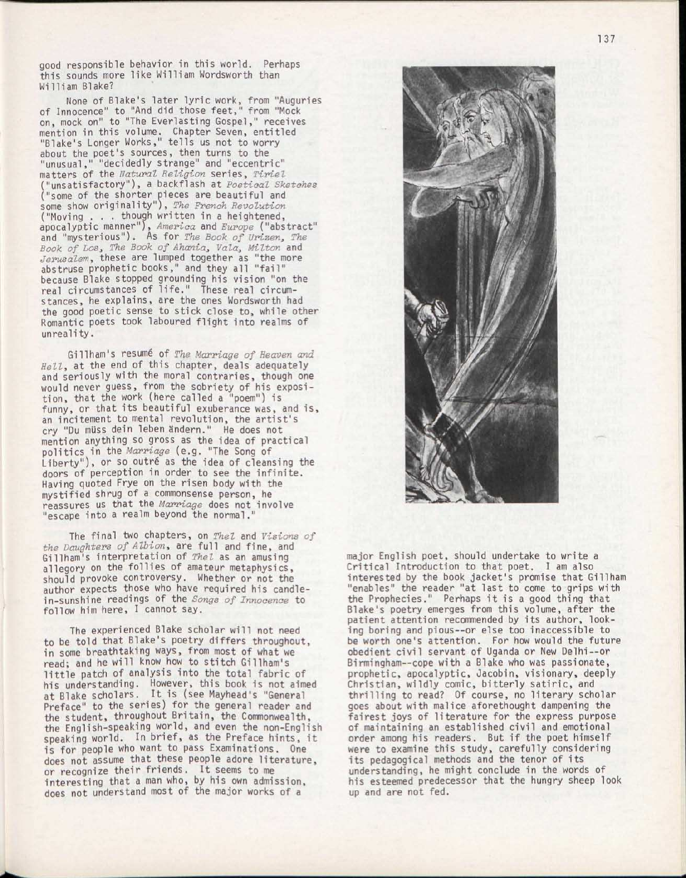good responsible behavior in this world. Perhaps this sounds more like William Wordsworth than William Blake?

None of Blake's later lyric work, from "Auguries of Innocence" to "And did those feet," from "Mock on, mock on" to "The Everlasting Gospel," receives mention in this volume. Chapter Seven, entitled "Blake's Longer Works," tells us not to worry about the poet's sources, then turns to the "unusual," "decidedly strange" and "eccentric" matters of the *Natural Religion* series, *Tiriel* ("unsatisfactory"), a backflash at *Poetical Sketches* ("some of the shorter pieces are beautiful and some show originality"), *The French Revolution* ("Moving . . . though written in a heightened, apocalyptic manner"), *America* and *Europe* ("abstract" and "mysterious"). As for *The Book of Urizen*, *The Book of Los*, *The Book of Ahania*, *Vala*, *Milton* and *Jerusalem*, these are lumped together as "the more abstruse prophetic books," and they all "fail" because Blake stopped grounding his vision "on the real circumstances of life." These real circumstances, he explains, are the ones Wordsworth had the good poetic sense to stick close to, while other Romantic poets took laboured flight into realms of unreality.

Gillham's resumé of *The Marriage of Heaven and Hell*, at the end of this chapter, deals adequately and seriously with the moral contraries, though one would never guess, from the sobriety of his exposition, that the work (here called a "poem") is funny, or that its beautiful exuberance was, and is, an incitement to mental revolution, the artist's cry "Du müss dein leben ändern." He does not mention anything so gross as the idea of practical politics in the *Marriage* (e.g. "The Song of Liberty"), or so outré as the idea of cleansing the doors of perception in order to see the infinite. Having quoted Frye on the risen body with the mystified shrug of a commonsense person, he reassures us that the *Marriage* does not involve "escape into a realm beyond the normal."

The final two chapters, on *Thel* and *Visions of the Daughters of Albion*, are full and fine, and Gillham's interpretation of *Thel* as an amusing allegory on the follies of amateur metaphysics, should provoke controversy. Whether or not the author expects those who have required his candle-in-sunshine readings of the *Songs of Innocence* to follow him here, I cannot say.

The experienced Blake scholar will not need to be told that Blake's poetry differs throughout, in some breathtaking ways, from most of what we read; and he will know how to stitch Gillham's little patch of analysis into the total fabric of his understanding. However, this book is not aimed at Blake scholars. It is (see Mayhead's "General Preface" to the series) for the general reader and the student, throughout Britain, the Commonwealth, the English-speaking world, and even the non-English speaking world. In brief, as the Preface hints, it is for people who want to pass Examinations. One does not assume that these people adore literature, or recognize their friends. It seems to me interesting that a man who, by his own admission, does not understand most of the major works of a major English poet, should undertake to write a Critical Introduction to that poet. I am also interested by the book jacket's promise that Gillham "enables" the reader "at last to come to grips with the Prophecies." Perhaps it is a good thing that Blake's poetry emerges from this volume, after the patient attention recommended by its author, looking boring and pious--or else too inaccessible to be worth one's attention. For how would the future obedient civil servant of Uganda or New Delhi--or Birmingham--cope with a Blake who was passionate, prophetic, apocalyptic, Jacobin, visionary, deeply Christian, wildly comic, bitterly satiric, and thrilling to read? Of course, no literary scholar goes about with malice aforethought dampening the fairest joys of literature for the express purpose of maintaining an established civil and emotional order among his readers. But if the poet himself were to examine this study, carefully considering its pedagogical methods and the tenor of its understanding, he might conclude in the words of his esteemed predecessor that the hungry sheep look up and are not fed.